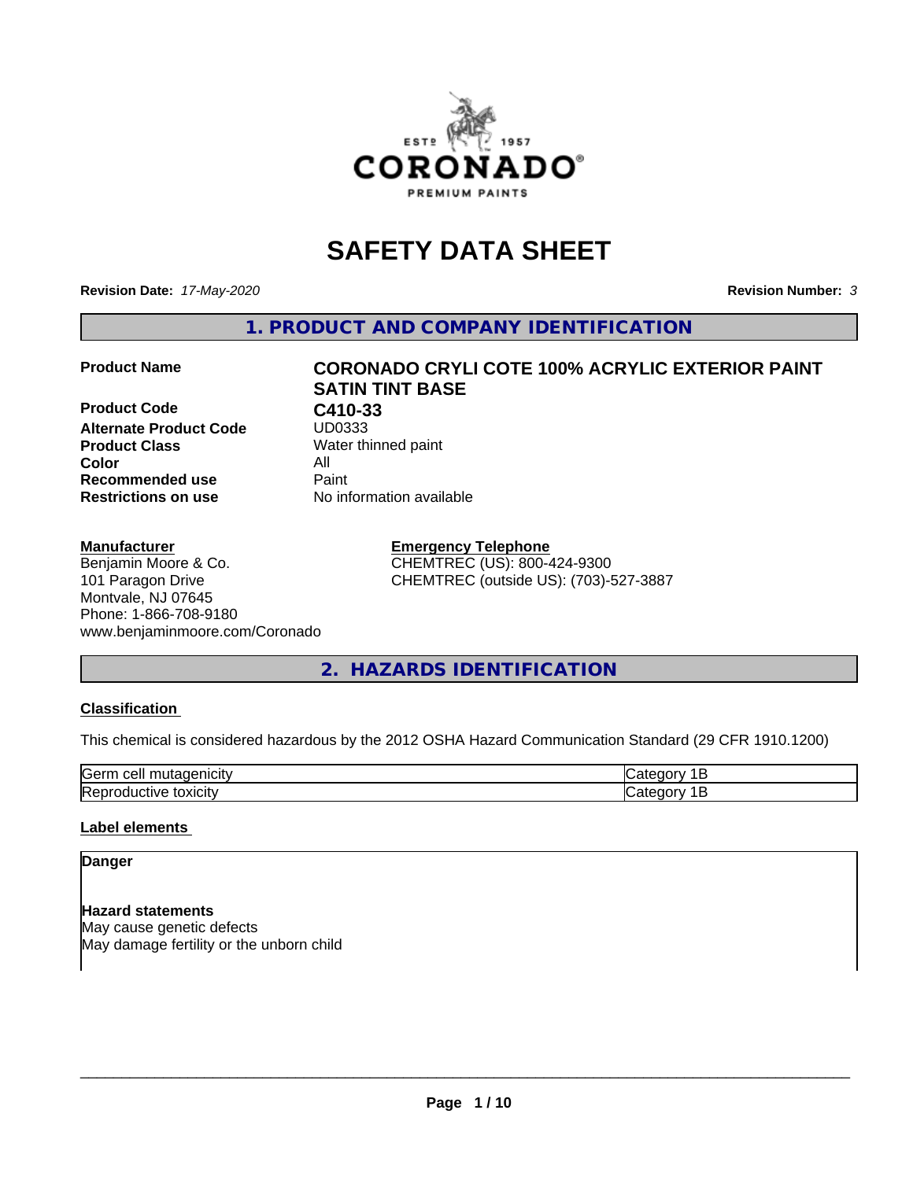# SAFETY DATA SHEET

**Revision Date:** *17-May-2020* **Revision Number:** *3*

## 1. PRODUCT AND COMPANY IDENTIFICATION

| | |
|---|---|
| **Product Name** | **CORONADO CRYLI COTE 100% ACRYLIC EXTERIOR PAINT SATIN TINT BASE** |
| **Product Code** | **C410-33** |
| **Alternate Product Code** | UD0333 |
| **Product Class** | Water thinned paint |
| **Color** | All |
| **Recommended use** | Paint |
| **Restrictions on use** | No information available |

**Manufacturer**
Benjamin Moore & Co.
101 Paragon Drive
Montvale, NJ 07645
Phone: 1-866-708-9180
www.benjaminmoore.com/Coronado

**Emergency Telephone**
CHEMTREC (US): 800-424-9300
CHEMTREC (outside US): (703)-527-3887

## 2. HAZARDS IDENTIFICATION

**Classification**

This chemical is considered hazardous by the 2012 OSHA Hazard Communication Standard (29 CFR 1910.1200)

| | |
|---|---|
| Germ cell mutagenicity | Category 1B |
| Reproductive toxicity | Category 1B |

**Label elements**

**Danger**

**Hazard statements**
May cause genetic defects
May damage fertility or the unborn child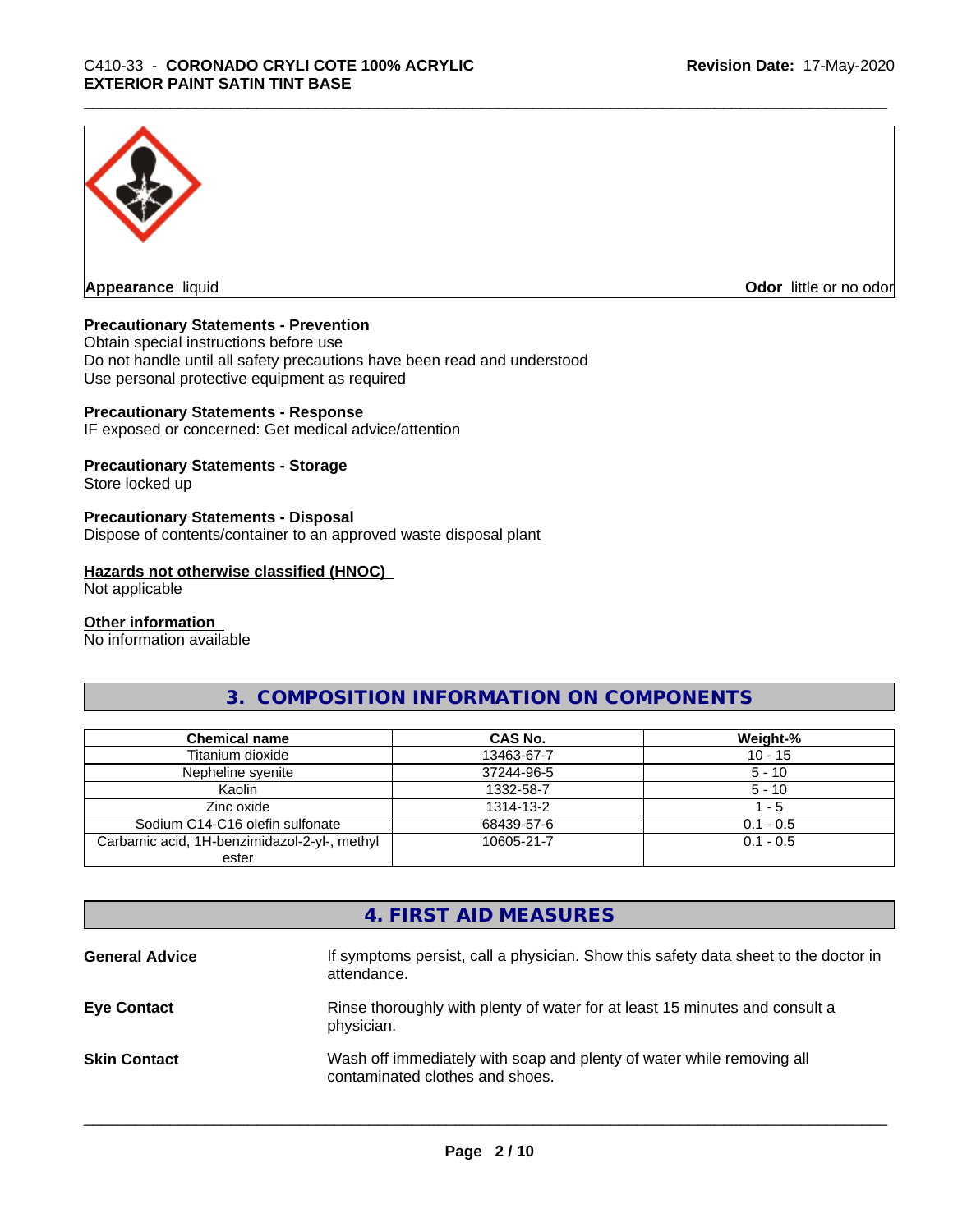**Appearance** liquid

**Odor** little or no odor

**Precautionary Statements - Prevention**

Obtain special instructions before use
Do not handle until all safety precautions have been read and understood
Use personal protective equipment as required

**Precautionary Statements - Response**

IF exposed or concerned: Get medical advice/attention

**Precautionary Statements - Storage**

Store locked up

**Precautionary Statements - Disposal**

Dispose of contents/container to an approved waste disposal plant

**Hazards not otherwise classified (HNOC)**

Not applicable

**Other information**

No information available

## 3. COMPOSITION INFORMATION ON COMPONENTS

| Chemical name | CAS No. | Weight-% |
|---|---|---|
| Titanium dioxide | 13463-67-7 | 10 - 15 |
| Nepheline syenite | 37244-96-5 | 5 - 10 |
| Kaolin | 1332-58-7 | 5 - 10 |
| Zinc oxide | 1314-13-2 | 1 - 5 |
| Sodium C14-C16 olefin sulfonate | 68439-57-6 | 0.1 - 0.5 |
| Carbamic acid, 1H-benzimidazol-2-yl-, methyl ester | 10605-21-7 | 0.1 - 0.5 |

## 4. FIRST AID MEASURES

**General Advice** If symptoms persist, call a physician. Show this safety data sheet to the doctor in attendance.

**Eye Contact** Rinse thoroughly with plenty of water for at least 15 minutes and consult a physician.

**Skin Contact** Wash off immediately with soap and plenty of water while removing all contaminated clothes and shoes.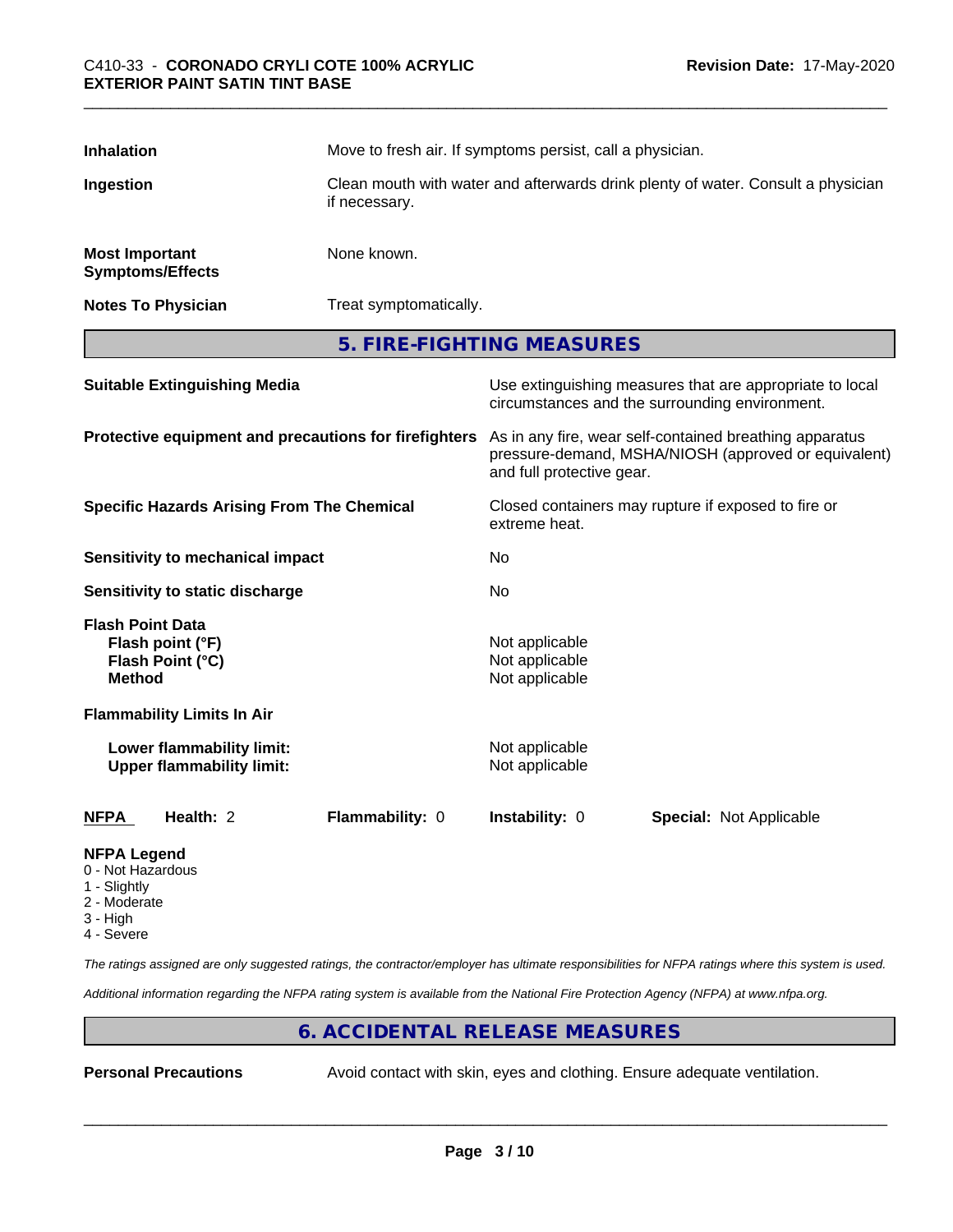| | |
|---|---|
| **Inhalation** | Move to fresh air. If symptoms persist, call a physician. |
| **Ingestion** | Clean mouth with water and afterwards drink plenty of water. Consult a physician if necessary. |
| **Most Important Symptoms/Effects** | None known. |
| **Notes To Physician** | Treat symptomatically. |

## 5. FIRE-FIGHTING MEASURES

| | |
|---|---|
| **Suitable Extinguishing Media** | Use extinguishing measures that are appropriate to local circumstances and the surrounding environment. |
| **Protective equipment and precautions for firefighters** | As in any fire, wear self-contained breathing apparatus pressure-demand, MSHA/NIOSH (approved or equivalent) and full protective gear. |
| **Specific Hazards Arising From The Chemical** | Closed containers may rupture if exposed to fire or extreme heat. |
| **Sensitivity to mechanical impact** | No |
| **Sensitivity to static discharge** | No |

**Flash Point Data**

| | |
|---|---|
| **Flash point (°F)** | Not applicable |
| **Flash Point (°C)** | Not applicable |
| **Method** | Not applicable |

**Flammability Limits In Air**

| | |
|---|---|
| **Lower flammability limit:** | Not applicable |
| **Upper flammability limit:** | Not applicable |

| **NFPA** | **Health:** 2 | **Flammability:** 0 | **Instability:** 0 | **Special:** Not Applicable |
|---|---|---|---|---|

**NFPA Legend**
- 0 - Not Hazardous
- 1 - Slightly
- 2 - Moderate
- 3 - High
- 4 - Severe

*The ratings assigned are only suggested ratings, the contractor/employer has ultimate responsibilities for NFPA ratings where this system is used.*

*Additional information regarding the NFPA rating system is available from the National Fire Protection Agency (NFPA) at www.nfpa.org.*

## 6. ACCIDENTAL RELEASE MEASURES

| | |
|---|---|
| **Personal Precautions** | Avoid contact with skin, eyes and clothing. Ensure adequate ventilation. |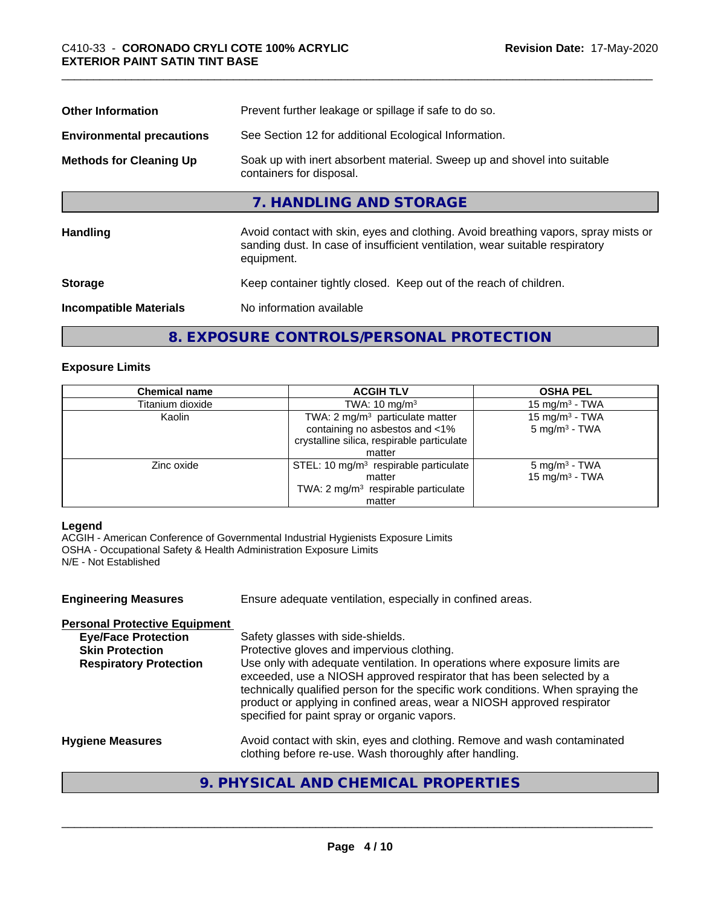| | |
|---|---|
| **Other Information** | Prevent further leakage or spillage if safe to do so. |
| **Environmental precautions** | See Section 12 for additional Ecological Information. |
| **Methods for Cleaning Up** | Soak up with inert absorbent material. Sweep up and shovel into suitable containers for disposal. |

## 7. HANDLING AND STORAGE

| | |
|---|---|
| **Handling** | Avoid contact with skin, eyes and clothing. Avoid breathing vapors, spray mists or sanding dust. In case of insufficient ventilation, wear suitable respiratory equipment. |
| **Storage** | Keep container tightly closed. Keep out of the reach of children. |
| **Incompatible Materials** | No information available |

## 8. EXPOSURE CONTROLS/PERSONAL PROTECTION

### Exposure Limits

| Chemical name | ACGIH TLV | OSHA PEL |
|---|---|---|
| Titanium dioxide | TWA: 10 mg/m³ | 15 mg/m³ - TWA |
| Kaolin | TWA: 2 mg/m³ particulate matter containing no asbestos and <1% crystalline silica, respirable particulate matter | 15 mg/m³ - TWA<br>5 mg/m³ - TWA |
| Zinc oxide | STEL: 10 mg/m³ respirable particulate matter<br>TWA: 2 mg/m³ respirable particulate matter | 5 mg/m³ - TWA<br>15 mg/m³ - TWA |

**Legend**
ACGIH - American Conference of Governmental Industrial Hygienists Exposure Limits
OSHA - Occupational Safety & Health Administration Exposure Limits
N/E - Not Established

**Engineering Measures** Ensure adequate ventilation, especially in confined areas.

**Personal Protective Equipment**

| | |
|---|---|
| **Eye/Face Protection** | Safety glasses with side-shields. |
| **Skin Protection** | Protective gloves and impervious clothing. |
| **Respiratory Protection** | Use only with adequate ventilation. In operations where exposure limits are exceeded, use a NIOSH approved respirator that has been selected by a technically qualified person for the specific work conditions. When spraying the product or applying in confined areas, wear a NIOSH approved respirator specified for paint spray or organic vapors. |

**Hygiene Measures** Avoid contact with skin, eyes and clothing. Remove and wash contaminated clothing before re-use. Wash thoroughly after handling.

## 9. PHYSICAL AND CHEMICAL PROPERTIES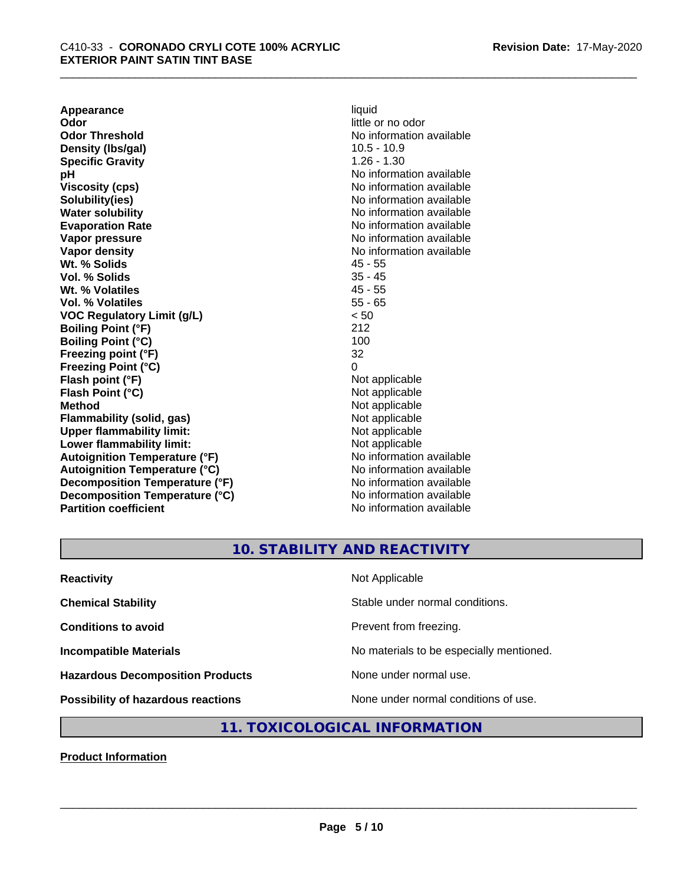| | |
|---|---|
| **Appearance** | liquid |
| **Odor** | little or no odor |
| **Odor Threshold** | No information available |
| **Density (lbs/gal)** | 10.5 - 10.9 |
| **Specific Gravity** | 1.26 - 1.30 |
| **pH** | No information available |
| **Viscosity (cps)** | No information available |
| **Solubility(ies)** | No information available |
| **Water solubility** | No information available |
| **Evaporation Rate** | No information available |
| **Vapor pressure** | No information available |
| **Vapor density** | No information available |
| **Wt. % Solids** | 45 - 55 |
| **Vol. % Solids** | 35 - 45 |
| **Wt. % Volatiles** | 45 - 55 |
| **Vol. % Volatiles** | 55 - 65 |
| **VOC Regulatory Limit (g/L)** | < 50 |
| **Boiling Point (°F)** | 212 |
| **Boiling Point (°C)** | 100 |
| **Freezing point (°F)** | 32 |
| **Freezing Point (°C)** | 0 |
| **Flash point (°F)** | Not applicable |
| **Flash Point (°C)** | Not applicable |
| **Method** | Not applicable |
| **Flammability (solid, gas)** | Not applicable |
| **Upper flammability limit:** | Not applicable |
| **Lower flammability limit:** | Not applicable |
| **Autoignition Temperature (°F)** | No information available |
| **Autoignition Temperature (°C)** | No information available |
| **Decomposition Temperature (°F)** | No information available |
| **Decomposition Temperature (°C)** | No information available |
| **Partition coefficient** | No information available |

## 10. STABILITY AND REACTIVITY

| | |
|---|---|
| **Reactivity** | Not Applicable |
| **Chemical Stability** | Stable under normal conditions. |
| **Conditions to avoid** | Prevent from freezing. |
| **Incompatible Materials** | No materials to be especially mentioned. |
| **Hazardous Decomposition Products** | None under normal use. |
| **Possibility of hazardous reactions** | None under normal conditions of use. |

## 11. TOXICOLOGICAL INFORMATION

**Product Information**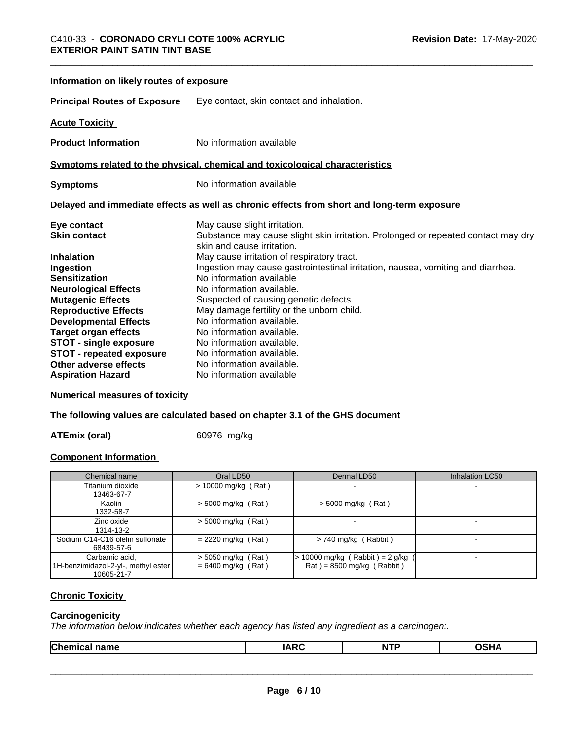### Information on likely routes of exposure

**Principal Routes of Exposure** Eye contact, skin contact and inhalation.

### Acute Toxicity

**Product Information** No information available

### Symptoms related to the physical, chemical and toxicological characteristics

**Symptoms** No information available

### Delayed and immediate effects as well as chronic effects from short and long-term exposure

**Eye contact** May cause slight irritation.
**Skin contact** Substance may cause slight skin irritation. Prolonged or repeated contact may dry skin and cause irritation.
**Inhalation** May cause irritation of respiratory tract.
**Ingestion** Ingestion may cause gastrointestinal irritation, nausea, vomiting and diarrhea.
**Sensitization** No information available
**Neurological Effects** No information available.
**Mutagenic Effects** Suspected of causing genetic defects.
**Reproductive Effects** May damage fertility or the unborn child.
**Developmental Effects** No information available.
**Target organ effects** No information available.
**STOT - single exposure** No information available.
**STOT - repeated exposure** No information available.
**Other adverse effects** No information available.
**Aspiration Hazard** No information available

### Numerical measures of toxicity

**The following values are calculated based on chapter 3.1 of the GHS document**

**ATEmix (oral)** 60976 mg/kg

### Component Information

| Chemical name | Oral LD50 | Dermal LD50 | Inhalation LC50 |
|---|---|---|---|
| Titanium dioxide<br>13463-67-7 | > 10000 mg/kg ( Rat ) | - | - |
| Kaolin<br>1332-58-7 | > 5000 mg/kg ( Rat ) | > 5000 mg/kg ( Rat ) | - |
| Zinc oxide<br>1314-13-2 | > 5000 mg/kg ( Rat ) | - | - |
| Sodium C14-C16 olefin sulfonate<br>68439-57-6 | = 2220 mg/kg ( Rat ) | > 740 mg/kg ( Rabbit ) | - |
| Carbamic acid, 1H-benzimidazol-2-yl-, methyl ester<br>10605-21-7 | > 5050 mg/kg ( Rat )<br>= 6400 mg/kg ( Rat ) | > 10000 mg/kg ( Rabbit ) = 2 g/kg ( Rat ) = 8500 mg/kg ( Rabbit ) | - |

### Chronic Toxicity

**Carcinogenicity**

*The information below indicates whether each agency has listed any ingredient as a carcinogen:.*

| Chemical name | IARC | NTP | OSHA |
|---|---|---|---|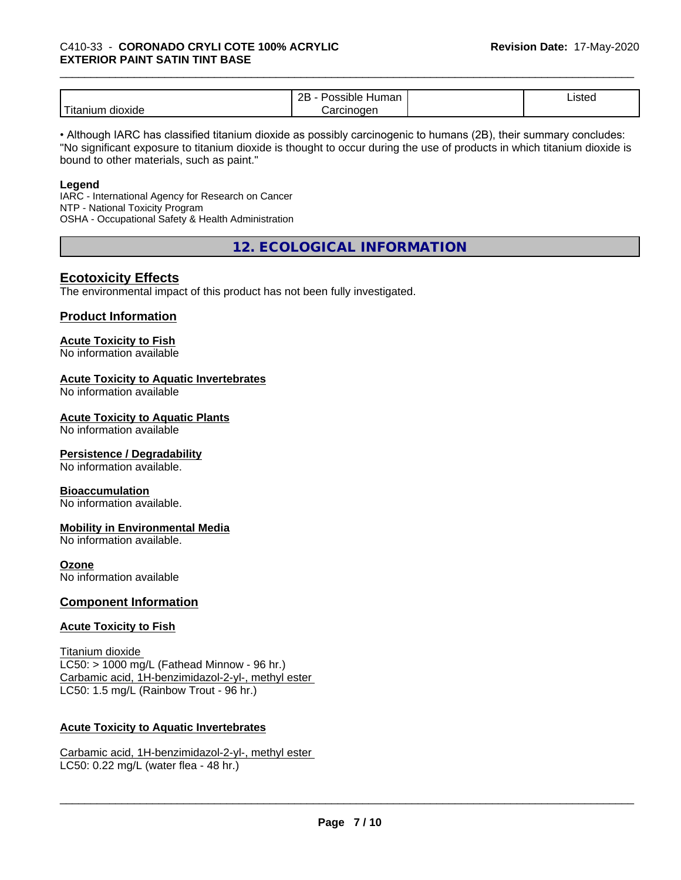| Titanium dioxide | 2B - Possible Human Carcinogen | | Listed |
|---|---|---|---|

• Although IARC has classified titanium dioxide as possibly carcinogenic to humans (2B), their summary concludes: "No significant exposure to titanium dioxide is thought to occur during the use of products in which titanium dioxide is bound to other materials, such as paint."

**Legend**
IARC - International Agency for Research on Cancer
NTP - National Toxicity Program
OSHA - Occupational Safety & Health Administration

## 12. ECOLOGICAL INFORMATION

### Ecotoxicity Effects

The environmental impact of this product has not been fully investigated.

### Product Information

**Acute Toxicity to Fish**
No information available

**Acute Toxicity to Aquatic Invertebrates**
No information available

**Acute Toxicity to Aquatic Plants**
No information available

**Persistence / Degradability**
No information available.

**Bioaccumulation**
No information available.

**Mobility in Environmental Media**
No information available.

**Ozone**
No information available

### Component Information

**Acute Toxicity to Fish**

Titanium dioxide
LC50: > 1000 mg/L (Fathead Minnow - 96 hr.)
Carbamic acid, 1H-benzimidazol-2-yl-, methyl ester
LC50: 1.5 mg/L (Rainbow Trout - 96 hr.)

**Acute Toxicity to Aquatic Invertebrates**

Carbamic acid, 1H-benzimidazol-2-yl-, methyl ester
LC50: 0.22 mg/L (water flea - 48 hr.)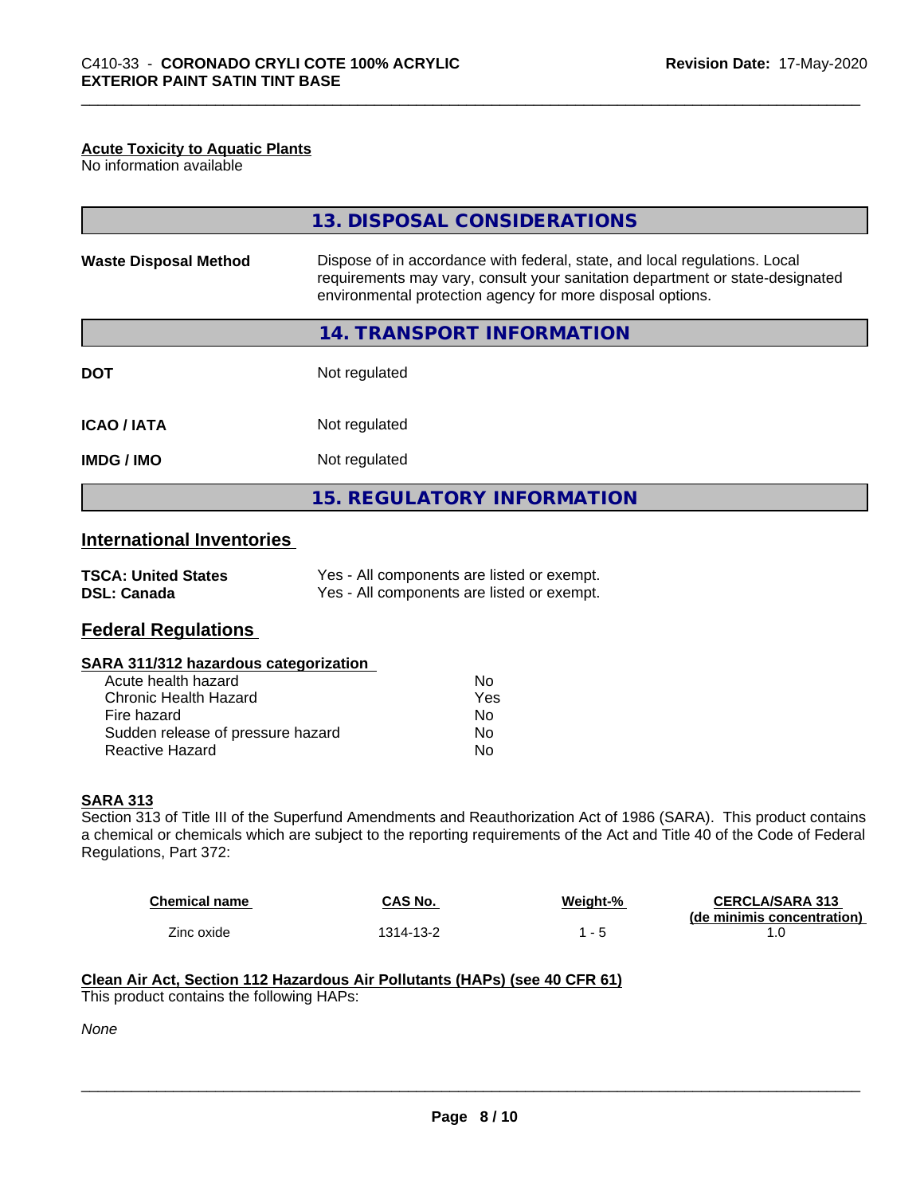**Acute Toxicity to Aquatic Plants**
No information available

## 13. DISPOSAL CONSIDERATIONS

| | |
|---|---|
| **Waste Disposal Method** | Dispose of in accordance with federal, state, and local regulations. Local requirements may vary, consult your sanitation department or state-designated environmental protection agency for more disposal options. |

## 14. TRANSPORT INFORMATION

| | |
|---|---|
| **DOT** | Not regulated |
| **ICAO / IATA** | Not regulated |
| **IMDG / IMO** | Not regulated |

## 15. REGULATORY INFORMATION

### International Inventories

| | |
|---|---|
| **TSCA: United States** | Yes - All components are listed or exempt. |
| **DSL: Canada** | Yes - All components are listed or exempt. |

### Federal Regulations

**SARA 311/312 hazardous categorization**

| | |
|---|---|
| Acute health hazard | No |
| Chronic Health Hazard | Yes |
| Fire hazard | No |
| Sudden release of pressure hazard | No |
| Reactive Hazard | No |

**SARA 313**
Section 313 of Title III of the Superfund Amendments and Reauthorization Act of 1986 (SARA). This product contains a chemical or chemicals which are subject to the reporting requirements of the Act and Title 40 of the Code of Federal Regulations, Part 372:

| Chemical name | CAS No. | Weight-% | CERCLA/SARA 313 (de minimis concentration) |
|---|---|---|---|
| Zinc oxide | 1314-13-2 | 1 - 5 | 1.0 |

**Clean Air Act, Section 112 Hazardous Air Pollutants (HAPs) (see 40 CFR 61)**
This product contains the following HAPs:

*None*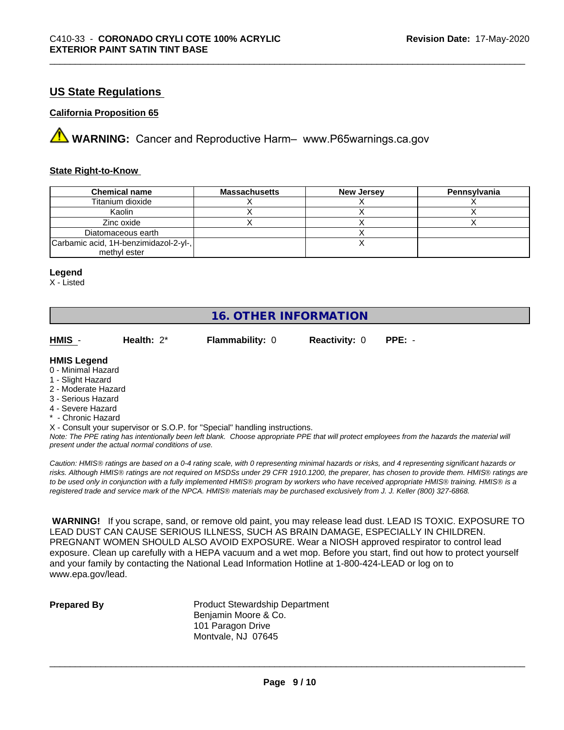## US State Regulations

### California Proposition 65

**WARNING:** Cancer and Reproductive Harm– www.P65warnings.ca.gov

### State Right-to-Know

| Chemical name | Massachusetts | New Jersey | Pennsylvania |
|---|---|---|---|
| Titanium dioxide | X | X | X |
| Kaolin | X | X | X |
| Zinc oxide | X | X | X |
| Diatomaceous earth | | X | |
| Carbamic acid, 1H-benzimidazol-2-yl-, methyl ester | | X | |

**Legend**
X - Listed

## 16. OTHER INFORMATION

| HMIS - | Health: 2* | Flammability: 0 | Reactivity: 0 | PPE: - |
|---|---|---|---|---|

**HMIS Legend**
0 - Minimal Hazard
1 - Slight Hazard
2 - Moderate Hazard
3 - Serious Hazard
4 - Severe Hazard
* - Chronic Hazard
X - Consult your supervisor or S.O.P. for "Special" handling instructions.

*Note: The PPE rating has intentionally been left blank. Choose appropriate PPE that will protect employees from the hazards the material will present under the actual normal conditions of use.*

*Caution: HMIS® ratings are based on a 0-4 rating scale, with 0 representing minimal hazards or risks, and 4 representing significant hazards or risks. Although HMIS® ratings are not required on MSDSs under 29 CFR 1910.1200, the preparer, has chosen to provide them. HMIS® ratings are to be used only in conjunction with a fully implemented HMIS® program by workers who have received appropriate HMIS® training. HMIS® is a registered trade and service mark of the NPCA. HMIS® materials may be purchased exclusively from J. J. Keller (800) 327-6868.*

**WARNING!** If you scrape, sand, or remove old paint, you may release lead dust. LEAD IS TOXIC. EXPOSURE TO LEAD DUST CAN CAUSE SERIOUS ILLNESS, SUCH AS BRAIN DAMAGE, ESPECIALLY IN CHILDREN. PREGNANT WOMEN SHOULD ALSO AVOID EXPOSURE. Wear a NIOSH approved respirator to control lead exposure. Clean up carefully with a HEPA vacuum and a wet mop. Before you start, find out how to protect yourself and your family by contacting the National Lead Information Hotline at 1-800-424-LEAD or log on to www.epa.gov/lead.

**Prepared By**

Product Stewardship Department
Benjamin Moore & Co.
101 Paragon Drive
Montvale, NJ 07645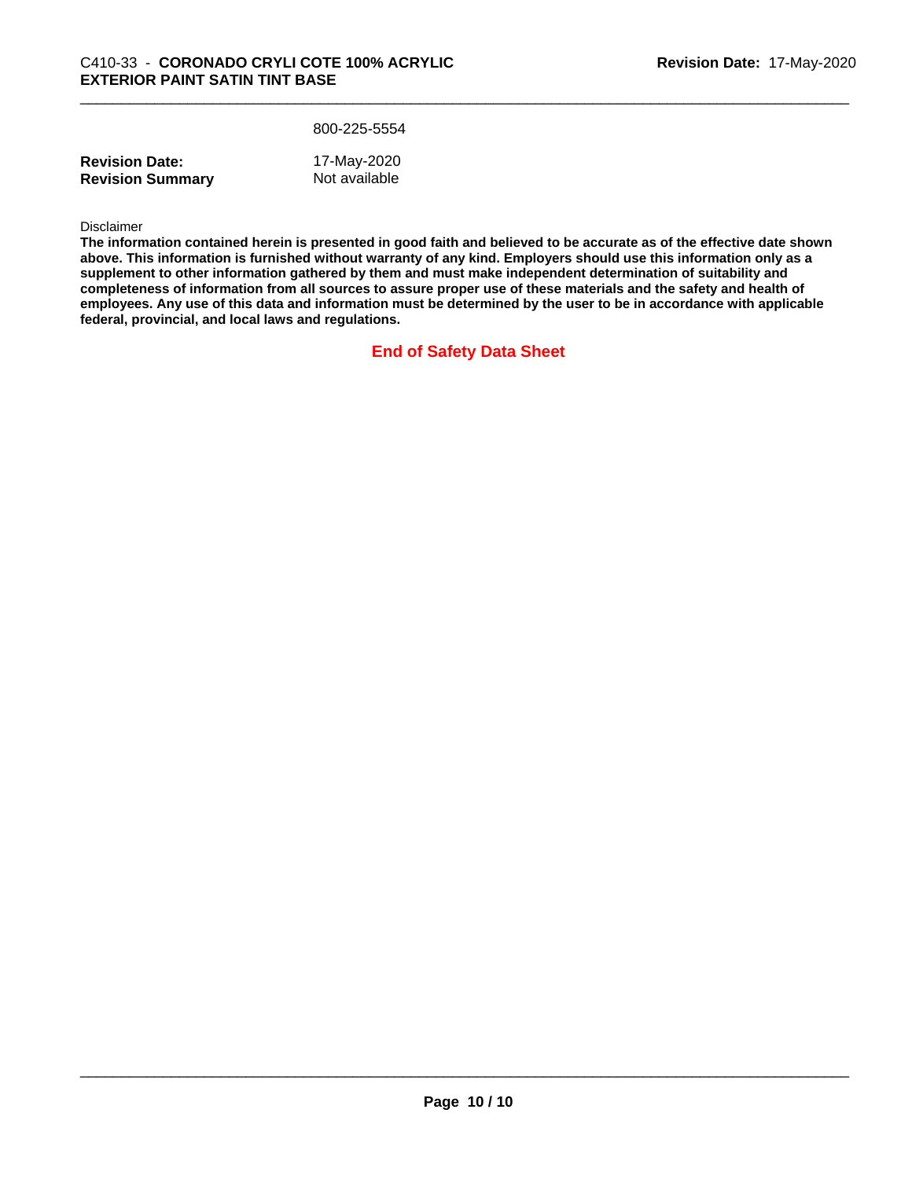800-225-5554

| | |
|---|---|
| **Revision Date:** | 17-May-2020 |
| **Revision Summary** | Not available |

Disclaimer

**The information contained herein is presented in good faith and believed to be accurate as of the effective date shown above. This information is furnished without warranty of any kind. Employers should use this information only as a supplement to other information gathered by them and must make independent determination of suitability and completeness of information from all sources to assure proper use of these materials and the safety and health of employees. Any use of this data and information must be determined by the user to be in accordance with applicable federal, provincial, and local laws and regulations.**

**End of Safety Data Sheet**